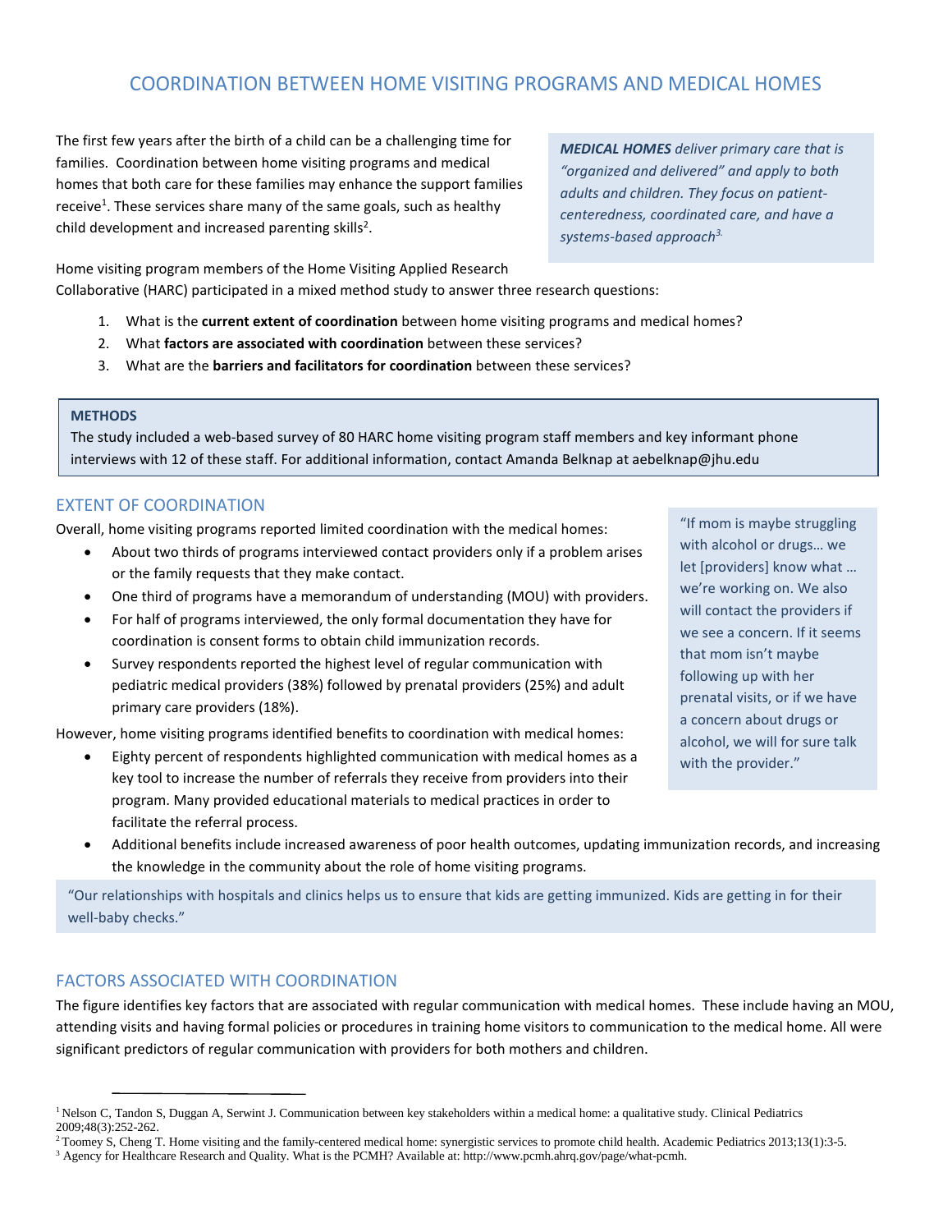# COORDINATION BETWEEN HOME VISITING PROGRAMS AND MEDICAL HOMES

The first few years after the birth of a child can be a challenging time for families. Coordination between home visiting programs and medical homes that both care for these families may enhance the support families receive[1]. These services share many of the same goals, such as healthy child development and increased parenting skills[2].

> ***MEDICAL HOMES*** *deliver primary care that is "organized and delivered" and apply to both adults and children. They focus on patient-centeredness, coordinated care, and have a systems-based approach*[3].

Home visiting program members of the Home Visiting Applied Research Collaborative (HARC) participated in a mixed method study to answer three research questions:

1. What is the **current extent of coordination** between home visiting programs and medical homes?
2. What **factors are associated with coordination** between these services?
3. What are the **barriers and facilitators for coordination** between these services?

> **METHODS**
> The study included a web-based survey of 80 HARC home visiting program staff members and key informant phone interviews with 12 of these staff. For additional information, contact Amanda Belknap at aebelknap@jhu.edu

## EXTENT OF COORDINATION

Overall, home visiting programs reported limited coordination with the medical homes:

- About two thirds of programs interviewed contact providers only if a problem arises or the family requests that they make contact.
- One third of programs have a memorandum of understanding (MOU) with providers.
- For half of programs interviewed, the only formal documentation they have for coordination is consent forms to obtain child immunization records.
- Survey respondents reported the highest level of regular communication with pediatric medical providers (38%) followed by prenatal providers (25%) and adult primary care providers (18%).

However, home visiting programs identified benefits to coordination with medical homes:

- Eighty percent of respondents highlighted communication with medical homes as a key tool to increase the number of referrals they receive from providers into their program. Many provided educational materials to medical practices in order to facilitate the referral process.
- Additional benefits include increased awareness of poor health outcomes, updating immunization records, and increasing the knowledge in the community about the role of home visiting programs.

> "If mom is maybe struggling with alcohol or drugs… we let [providers] know what … we're working on. We also will contact the providers if we see a concern. If it seems that mom isn't maybe following up with her prenatal visits, or if we have a concern about drugs or alcohol, we will for sure talk with the provider."

> "Our relationships with hospitals and clinics helps us to ensure that kids are getting immunized. Kids are getting in for their well-baby checks."

## FACTORS ASSOCIATED WITH COORDINATION

The figure identifies key factors that are associated with regular communication with medical homes. These include having an MOU, attending visits and having formal policies or procedures in training home visitors to communication to the medical home. All were significant predictors of regular communication with providers for both mothers and children.

---

[1] Nelson C, Tandon S, Duggan A, Serwint J. Communication between key stakeholders within a medical home: a qualitative study. Clinical Pediatrics 2009;48(3):252-262.

[2] Toomey S, Cheng T. Home visiting and the family-centered medical home: synergistic services to promote child health. Academic Pediatrics 2013;13(1):3-5.

[3] Agency for Healthcare Research and Quality. What is the PCMH? Available at: http://www.pcmh.ahrq.gov/page/what-pcmh.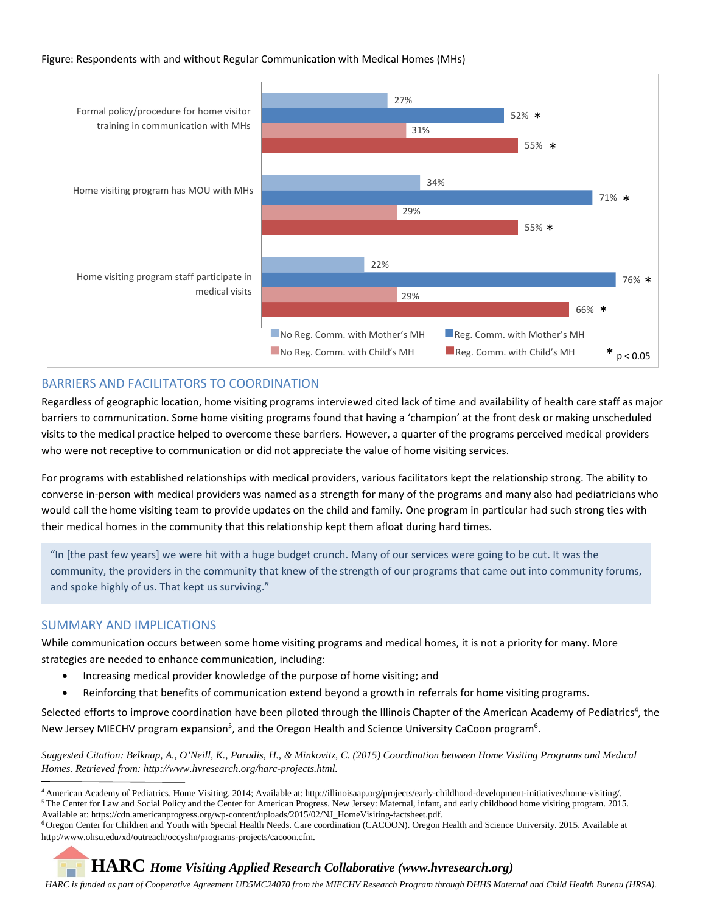Figure: Respondents with and without Regular Communication with Medical Homes (MHs)

Formal policy/procedure for home visitor training in communication with MHs

27%

52% *

31%

55% *

Home visiting program has MOU with MHs

34%

71% *

29%

55% *

Home visiting program staff participate in medical visits

22%

76% *

29%

66% *

No Reg. Comm. with Mother's MH

Reg. Comm. with Mother's MH

No Reg. Comm. with Child's MH

Reg. Comm. with Child's MH

* $p < 0.05$

## BARRIERS AND FACILITATORS TO COORDINATION

Regardless of geographic location, home visiting programs interviewed cited lack of time and availability of health care staff as major barriers to communication. Some home visiting programs found that having a 'champion' at the front desk or making unscheduled visits to the medical practice helped to overcome these barriers. However, a quarter of the programs perceived medical providers who were not receptive to communication or did not appreciate the value of home visiting services.

For programs with established relationships with medical providers, various facilitators kept the relationship strong. The ability to converse in-person with medical providers was named as a strength for many of the programs and many also had pediatricians who would call the home visiting team to provide updates on the child and family. One program in particular had such strong ties with their medical homes in the community that this relationship kept them afloat during hard times.

> "In [the past few years] we were hit with a huge budget crunch. Many of our services were going to be cut. It was the community, the providers in the community that knew of the strength of our programs that came out into community forums, and spoke highly of us. That kept us surviving."

## SUMMARY AND IMPLICATIONS

While communication occurs between some home visiting programs and medical homes, it is not a priority for many. More strategies are needed to enhance communication, including:

- Increasing medical provider knowledge of the purpose of home visiting; and
- Reinforcing that benefits of communication extend beyond a growth in referrals for home visiting programs.

Selected efforts to improve coordination have been piloted through the Illinois Chapter of the American Academy of Pediatrics[4], the New Jersey MIECHV program expansion[5], and the Oregon Health and Science University CaCoon program[6].

*Suggested Citation: Belknap, A., O'Neill, K., Paradis, H., & Minkovitz, C. (2015) Coordination between Home Visiting Programs and Medical Homes. Retrieved from: http://www.hvresearch.org/harc-projects.html.*

---

[4] American Academy of Pediatrics. Home Visiting. 2014; Available at: http://illinoisaap.org/projects/early-childhood-development-initiatives/home-visiting/.

[5] The Center for Law and Social Policy and the Center for American Progress. New Jersey: Maternal, infant, and early childhood home visiting program. 2015. Available at: https://cdn.americanprogress.org/wp-content/uploads/2015/02/NJ_HomeVisiting-factsheet.pdf.

[6] Oregon Center for Children and Youth with Special Health Needs. Care coordination (CACOON). Oregon Health and Science University. 2015. Available at http://www.ohsu.edu/xd/outreach/occyshn/programs-projects/cacoon.cfm.

**HARC** ***Home Visiting Applied Research Collaborative (www.hvresearch.org)***

*HARC is funded as part of Cooperative Agreement UD5MC24070 from the MIECHV Research Program through DHHS Maternal and Child Health Bureau (HRSA).*